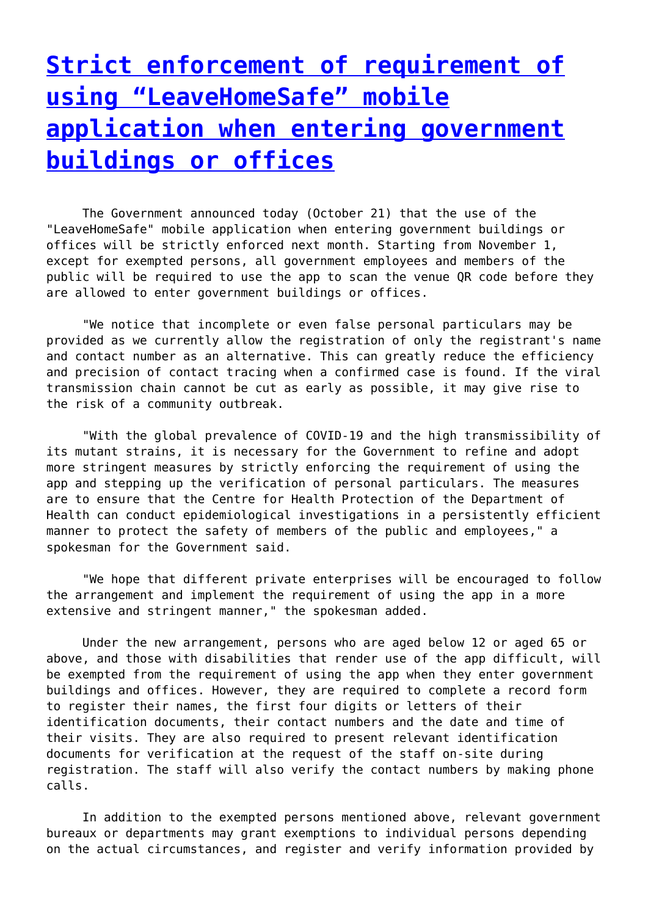# [Strict enforcement of requirement of using “LeaveHomeSafe” mobile application when entering government buildings or offices]()

The Government announced today (October 21) that the use of the "LeaveHomeSafe" mobile application when entering government buildings or offices will be strictly enforced next month. Starting from November 1, except for exempted persons, all government employees and members of the public will be required to use the app to scan the venue QR code before they are allowed to enter government buildings or offices.

"We notice that incomplete or even false personal particulars may be provided as we currently allow the registration of only the registrant's name and contact number as an alternative. This can greatly reduce the efficiency and precision of contact tracing when a confirmed case is found. If the viral transmission chain cannot be cut as early as possible, it may give rise to the risk of a community outbreak.

"With the global prevalence of COVID-19 and the high transmissibility of its mutant strains, it is necessary for the Government to refine and adopt more stringent measures by strictly enforcing the requirement of using the app and stepping up the verification of personal particulars. The measures are to ensure that the Centre for Health Protection of the Department of Health can conduct epidemiological investigations in a persistently efficient manner to protect the safety of members of the public and employees," a spokesman for the Government said.

"We hope that different private enterprises will be encouraged to follow the arrangement and implement the requirement of using the app in a more extensive and stringent manner," the spokesman added.

Under the new arrangement, persons who are aged below 12 or aged 65 or above, and those with disabilities that render use of the app difficult, will be exempted from the requirement of using the app when they enter government buildings and offices. However, they are required to complete a record form to register their names, the first four digits or letters of their identification documents, their contact numbers and the date and time of their visits. They are also required to present relevant identification documents for verification at the request of the staff on-site during registration. The staff will also verify the contact numbers by making phone calls.

In addition to the exempted persons mentioned above, relevant government bureaux or departments may grant exemptions to individual persons depending on the actual circumstances, and register and verify information provided by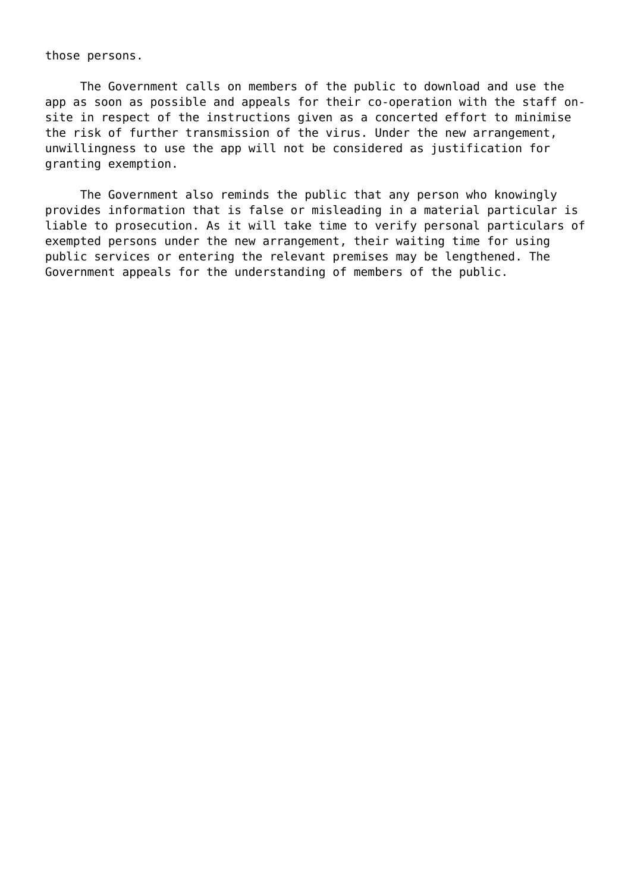those persons.

The Government calls on members of the public to download and use the app as soon as possible and appeals for their co-operation with the staff on-site in respect of the instructions given as a concerted effort to minimise the risk of further transmission of the virus. Under the new arrangement, unwillingness to use the app will not be considered as justification for granting exemption.

The Government also reminds the public that any person who knowingly provides information that is false or misleading in a material particular is liable to prosecution. As it will take time to verify personal particulars of exempted persons under the new arrangement, their waiting time for using public services or entering the relevant premises may be lengthened. The Government appeals for the understanding of members of the public.